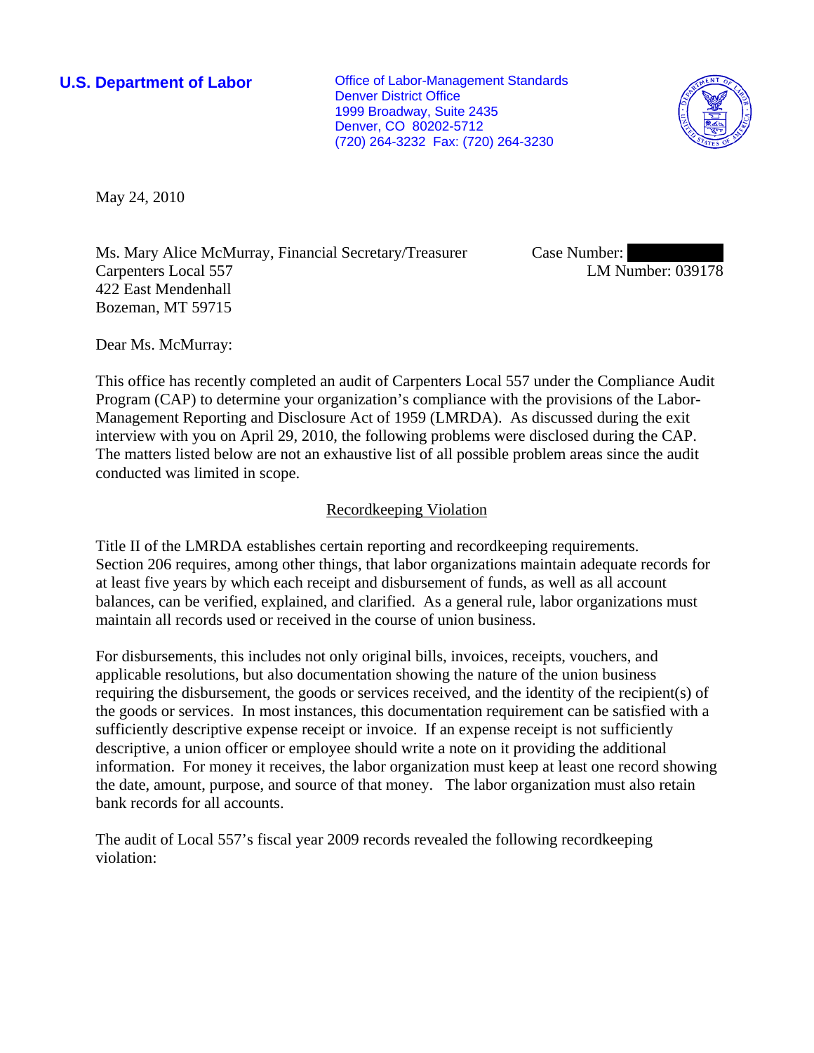**U.S. Department of Labor**

Office of Labor-Management Standards
Denver District Office
1999 Broadway, Suite 2435
Denver, CO 80202-5712
(720) 264-3232 Fax: (720) 264-3230

May 24, 2010

Ms. Mary Alice McMurray, Financial Secretary/Treasurer
Carpenters Local 557
422 East Mendenhall
Bozeman, MT 59715

Case Number: 
LM Number: 039178

Dear Ms. McMurray:

This office has recently completed an audit of Carpenters Local 557 under the Compliance Audit Program (CAP) to determine your organization's compliance with the provisions of the Labor-Management Reporting and Disclosure Act of 1959 (LMRDA). As discussed during the exit interview with you on April 29, 2010, the following problems were disclosed during the CAP. The matters listed below are not an exhaustive list of all possible problem areas since the audit conducted was limited in scope.

## Recordkeeping Violation

Title II of the LMRDA establishes certain reporting and recordkeeping requirements. Section 206 requires, among other things, that labor organizations maintain adequate records for at least five years by which each receipt and disbursement of funds, as well as all account balances, can be verified, explained, and clarified. As a general rule, labor organizations must maintain all records used or received in the course of union business.

For disbursements, this includes not only original bills, invoices, receipts, vouchers, and applicable resolutions, but also documentation showing the nature of the union business requiring the disbursement, the goods or services received, and the identity of the recipient(s) of the goods or services. In most instances, this documentation requirement can be satisfied with a sufficiently descriptive expense receipt or invoice. If an expense receipt is not sufficiently descriptive, a union officer or employee should write a note on it providing the additional information. For money it receives, the labor organization must keep at least one record showing the date, amount, purpose, and source of that money. The labor organization must also retain bank records for all accounts.

The audit of Local 557's fiscal year 2009 records revealed the following recordkeeping violation: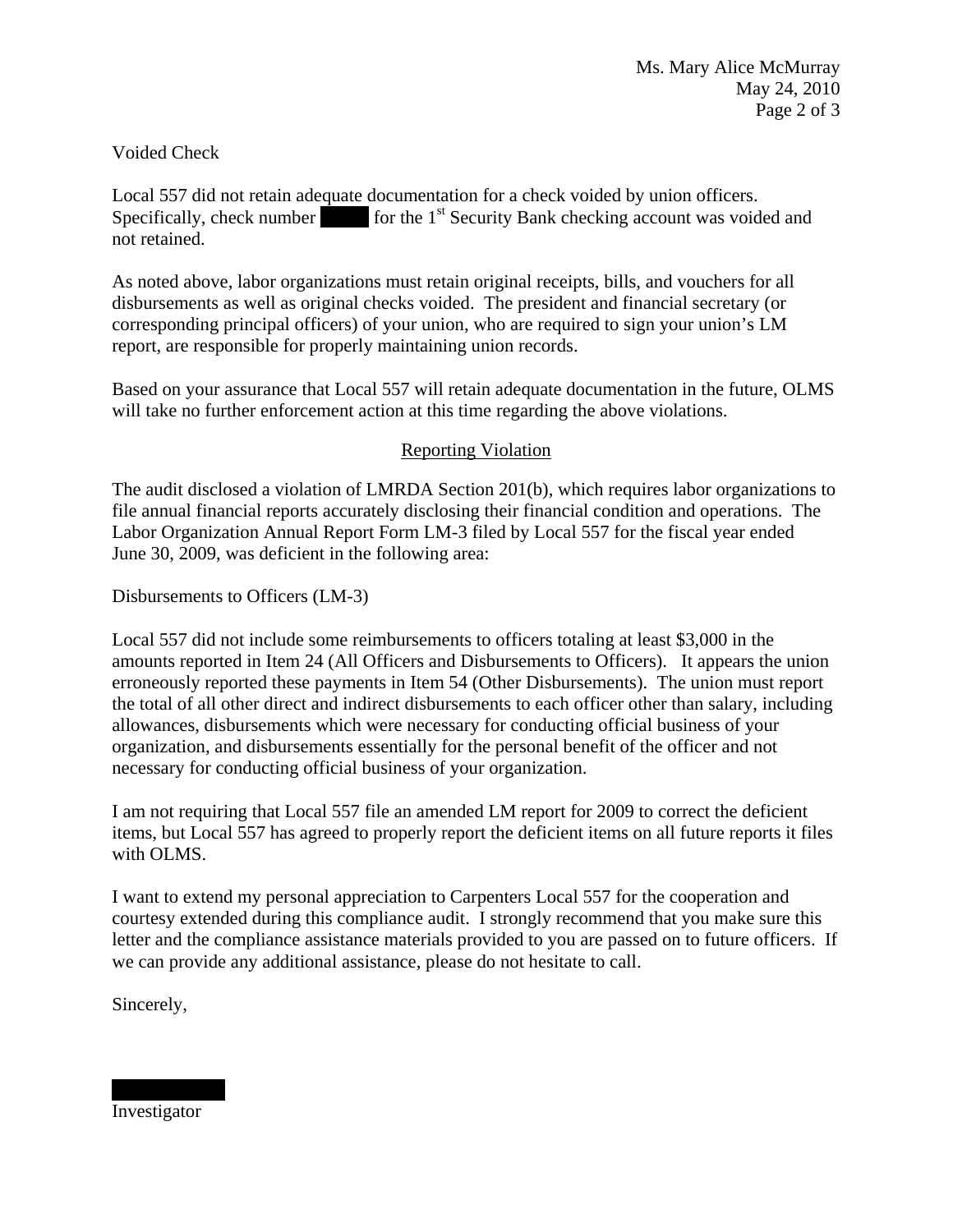Voided Check

Local 557 did not retain adequate documentation for a check voided by union officers. Specifically, check number ██████ for the 1st Security Bank checking account was voided and not retained.

As noted above, labor organizations must retain original receipts, bills, and vouchers for all disbursements as well as original checks voided. The president and financial secretary (or corresponding principal officers) of your union, who are required to sign your union's LM report, are responsible for properly maintaining union records.

Based on your assurance that Local 557 will retain adequate documentation in the future, OLMS will take no further enforcement action at this time regarding the above violations.

## Reporting Violation

The audit disclosed a violation of LMRDA Section 201(b), which requires labor organizations to file annual financial reports accurately disclosing their financial condition and operations. The Labor Organization Annual Report Form LM-3 filed by Local 557 for the fiscal year ended June 30, 2009, was deficient in the following area:

Disbursements to Officers (LM-3)

Local 557 did not include some reimbursements to officers totaling at least $3,000 in the amounts reported in Item 24 (All Officers and Disbursements to Officers). It appears the union erroneously reported these payments in Item 54 (Other Disbursements). The union must report the total of all other direct and indirect disbursements to each officer other than salary, including allowances, disbursements which were necessary for conducting official business of your organization, and disbursements essentially for the personal benefit of the officer and not necessary for conducting official business of your organization.

I am not requiring that Local 557 file an amended LM report for 2009 to correct the deficient items, but Local 557 has agreed to properly report the deficient items on all future reports it files with OLMS.

I want to extend my personal appreciation to Carpenters Local 557 for the cooperation and courtesy extended during this compliance audit. I strongly recommend that you make sure this letter and the compliance assistance materials provided to you are passed on to future officers. If we can provide any additional assistance, please do not hesitate to call.

Sincerely,

██████████

Investigator